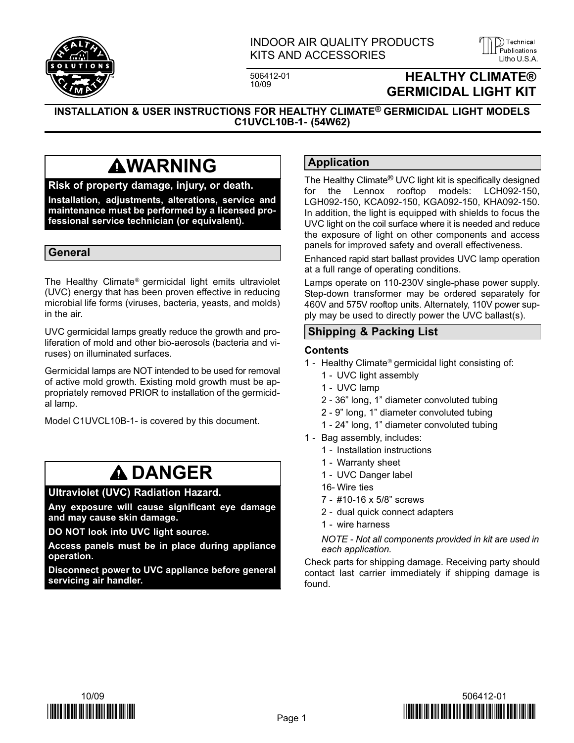INDOOR AIR QUALITY PRODUCTS
KITS AND ACCESSORIES

506412-01
10/09

# HEALTHY CLIMATE® GERMICIDAL LIGHT KIT

**INSTALLATION & USER INSTRUCTIONS FOR HEALTHY CLIMATE® GERMICIDAL LIGHT MODELS C1UVCL10B-1- (54W62)**

## ⚠WARNING

**Risk of property damage, injury, or death.**

**Installation, adjustments, alterations, service and maintenance must be performed by a licensed professional service technician (or equivalent).**

## General

The Healthy Climate® germicidal light emits ultraviolet (UVC) energy that has been proven effective in reducing microbial life forms (viruses, bacteria, yeasts, and molds) in the air.

UVC germicidal lamps greatly reduce the growth and proliferation of mold and other bio-aerosols (bacteria and viruses) on illuminated surfaces.

Germicidal lamps are NOT intended to be used for removal of active mold growth. Existing mold growth must be appropriately removed PRIOR to installation of the germicidal lamp.

Model C1UVCL10B-1- is covered by this document.

## ⚠ DANGER

**Ultraviolet (UVC) Radiation Hazard.**

**Any exposure will cause significant eye damage and may cause skin damage.**

**DO NOT look into UVC light source.**

**Access panels must be in place during appliance operation.**

**Disconnect power to UVC appliance before general servicing air handler.**

## Application

The Healthy Climate® UVC light kit is specifically designed for the Lennox rooftop models: LCH092-150, LGH092-150, KCA092-150, KGA092-150, KHA092-150. In addition, the light is equipped with shields to focus the UVC light on the coil surface where it is needed and reduce the exposure of light on other components and access panels for improved safety and overall effectiveness.

Enhanced rapid start ballast provides UVC lamp operation at a full range of operating conditions.

Lamps operate on 110-230V single-phase power supply. Step-down transformer may be ordered separately for 460V and 575V rooftop units. Alternately, 110V power supply may be used to directly power the UVC ballast(s).

## Shipping & Packing List

### Contents

1 - Healthy Climate® germicidal light consisting of:
- 1 - UVC light assembly
- 1 - UVC lamp
- 2 - 36” long, 1” diameter convoluted tubing
- 2 - 9” long, 1” diameter convoluted tubing
- 1 - 24” long, 1” diameter convoluted tubing

1 - Bag assembly, includes:
- 1 - Installation instructions
- 1 - Warranty sheet
- 1 - UVC Danger label
- 16 - Wire ties
- 7 - #10-16 x 5/8” screws
- 2 - dual quick connect adapters
- 1 - wire harness

*NOTE - Not all components provided in kit are used in each application.*

Check parts for shipping damage. Receiving party should contact last carrier immediately if shipping damage is found.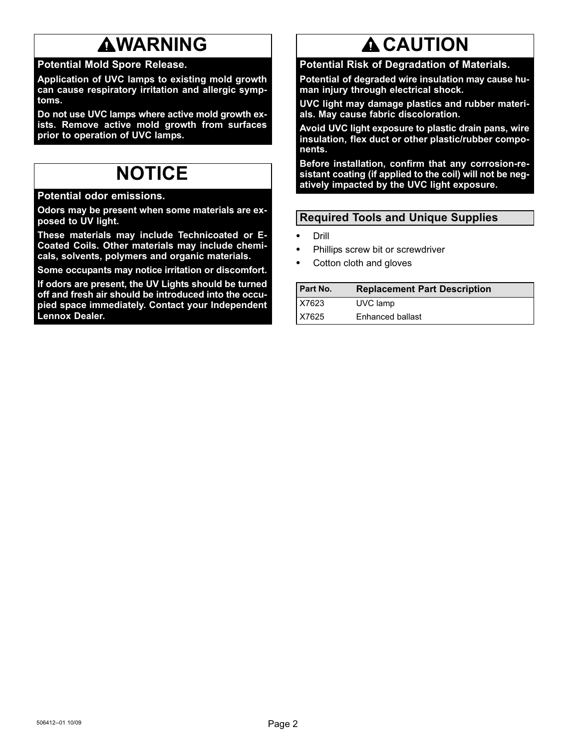## WARNING

**Potential Mold Spore Release.**

**Application of UVC lamps to existing mold growth can cause respiratory irritation and allergic symptoms.**

**Do not use UVC lamps where active mold growth exists. Remove active mold growth from surfaces prior to operation of UVC lamps.**

## NOTICE

**Potential odor emissions.**

**Odors may be present when some materials are exposed to UV light.**

**These materials may include Technicoated or E-Coated Coils. Other materials may include chemicals, solvents, polymers and organic materials.**

**Some occupants may notice irritation or discomfort.**

**If odors are present, the UV Lights should be turned off and fresh air should be introduced into the occupied space immediately. Contact your Independent Lennox Dealer.**

## CAUTION

**Potential Risk of Degradation of Materials.**

**Potential of degraded wire insulation may cause human injury through electrical shock.**

**UVC light may damage plastics and rubber materials. May cause fabric discoloration.**

**Avoid UVC light exposure to plastic drain pans, wire insulation, flex duct or other plastic/rubber components.**

**Before installation, confirm that any corrosion-resistant coating (if applied to the coil) will not be negatively impacted by the UVC light exposure.**

## Required Tools and Unique Supplies

- Drill
- Phillips screw bit or screwdriver
- Cotton cloth and gloves

| Part No. | Replacement Part Description |
|---|---|
| X7623 | UVC lamp |
| X7625 | Enhanced ballast |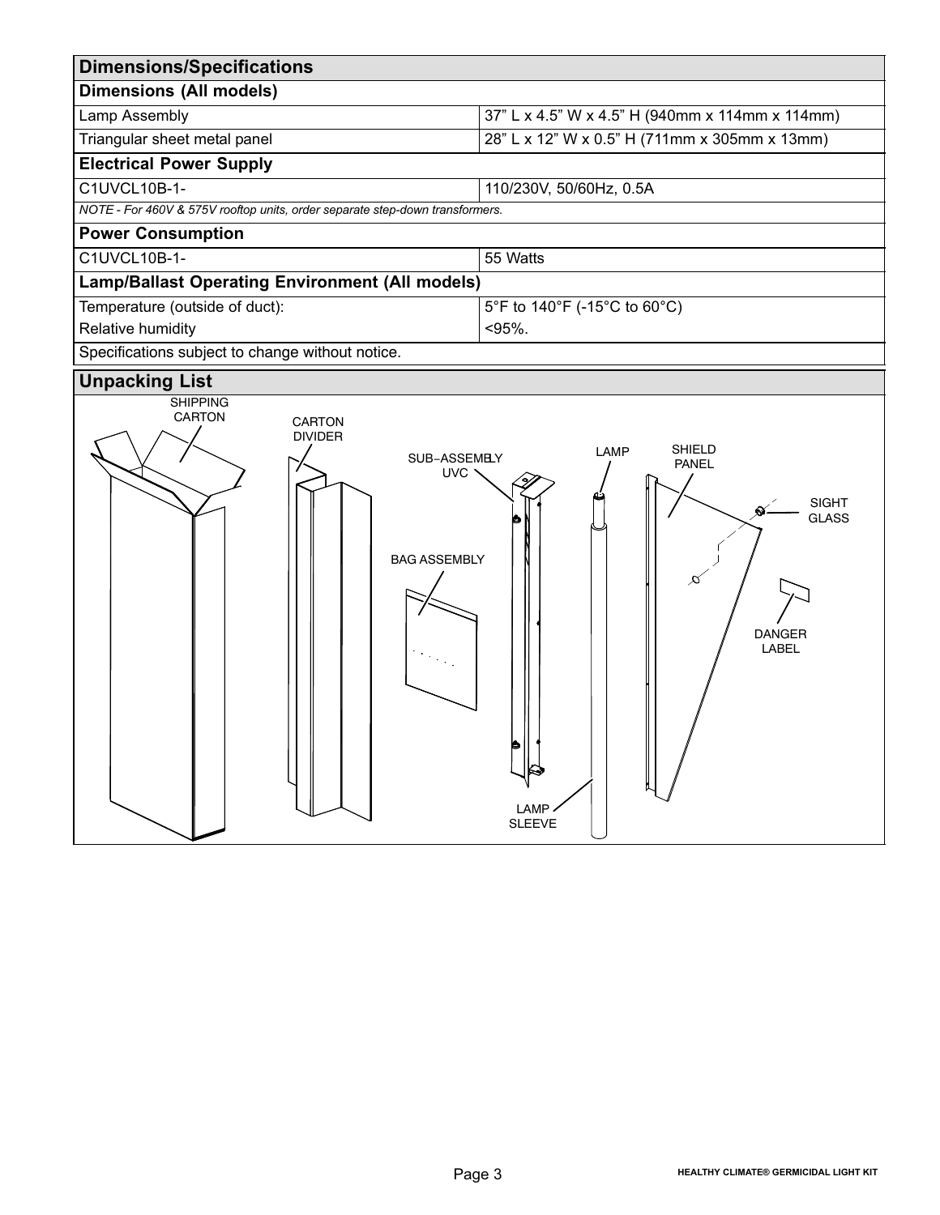## Dimensions/Specifications

| Dimensions (All models) | |
|---|---|
| Lamp Assembly | 37" L x 4.5" W x 4.5" H (940mm x 114mm x 114mm) |
| Triangular sheet metal panel | 28" L x 12" W x 0.5" H (711mm x 305mm x 13mm) |
| **Electrical Power Supply** | |
| C1UVCL10B-1- | 110/230V, 50/60Hz, 0.5A |
| *NOTE - For 460V & 575V rooftop units, order separate step-down transformers.* | |
| **Power Consumption** | |
| C1UVCL10B-1- | 55 Watts |
| **Lamp/Ballast Operating Environment (All models)** | |
| Temperature (outside of duct): | 5°F to 140°F (-15°C to 60°C) |
| Relative humidity | <95%. |
| Specifications subject to change without notice. | |

## Unpacking List

SHIPPING CARTON

CARTON DIVIDER

SUB−ASSEMBLY UVC

BAG ASSEMBLY

LAMP

LAMP SLEEVE

SHIELD PANEL

SIGHT GLASS

DANGER LABEL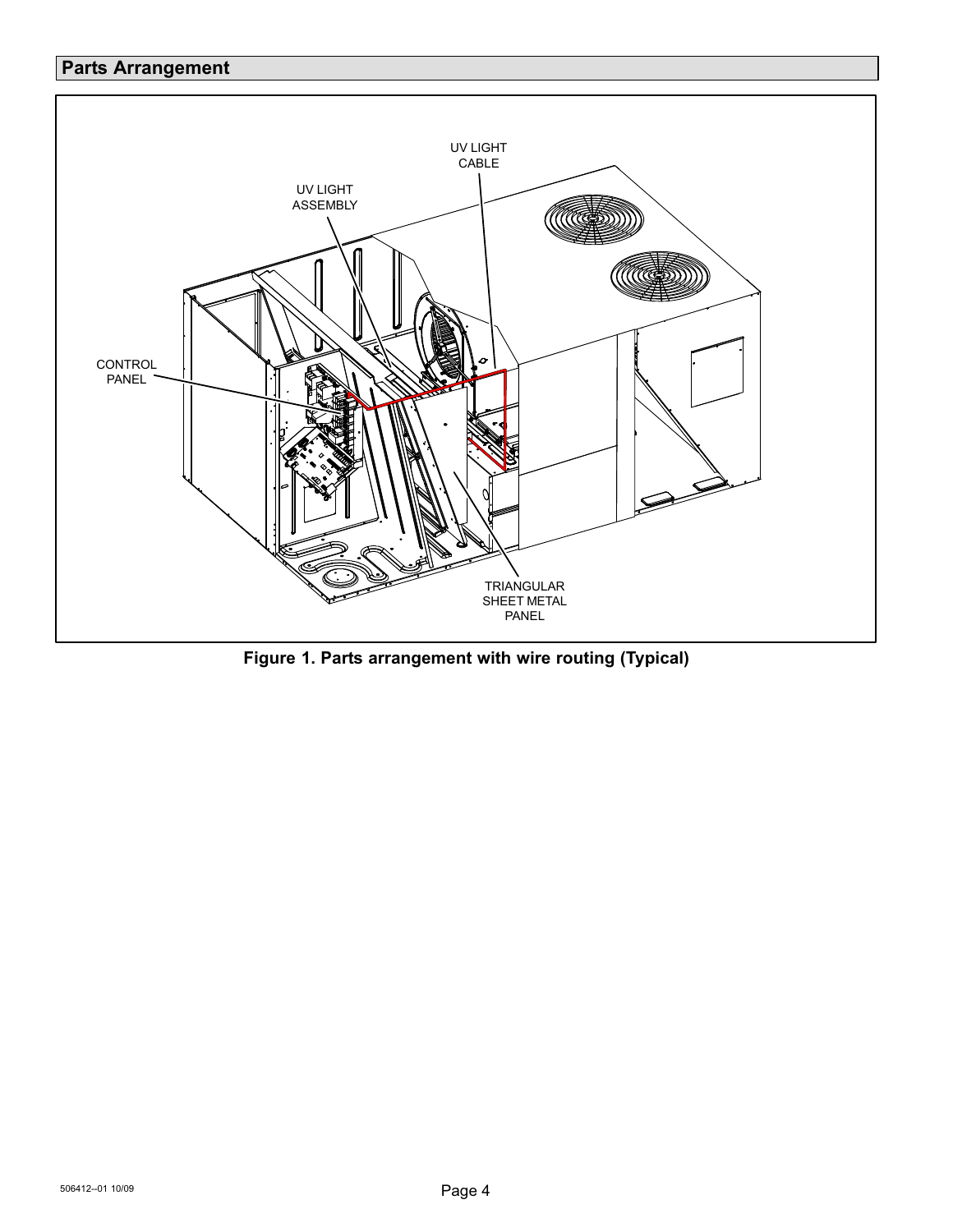## Parts Arrangement

UV LIGHT CABLE

UV LIGHT ASSEMBLY

CONTROL PANEL

TRIANGULAR SHEET METAL PANEL

**Figure 1. Parts arrangement with wire routing (Typical)**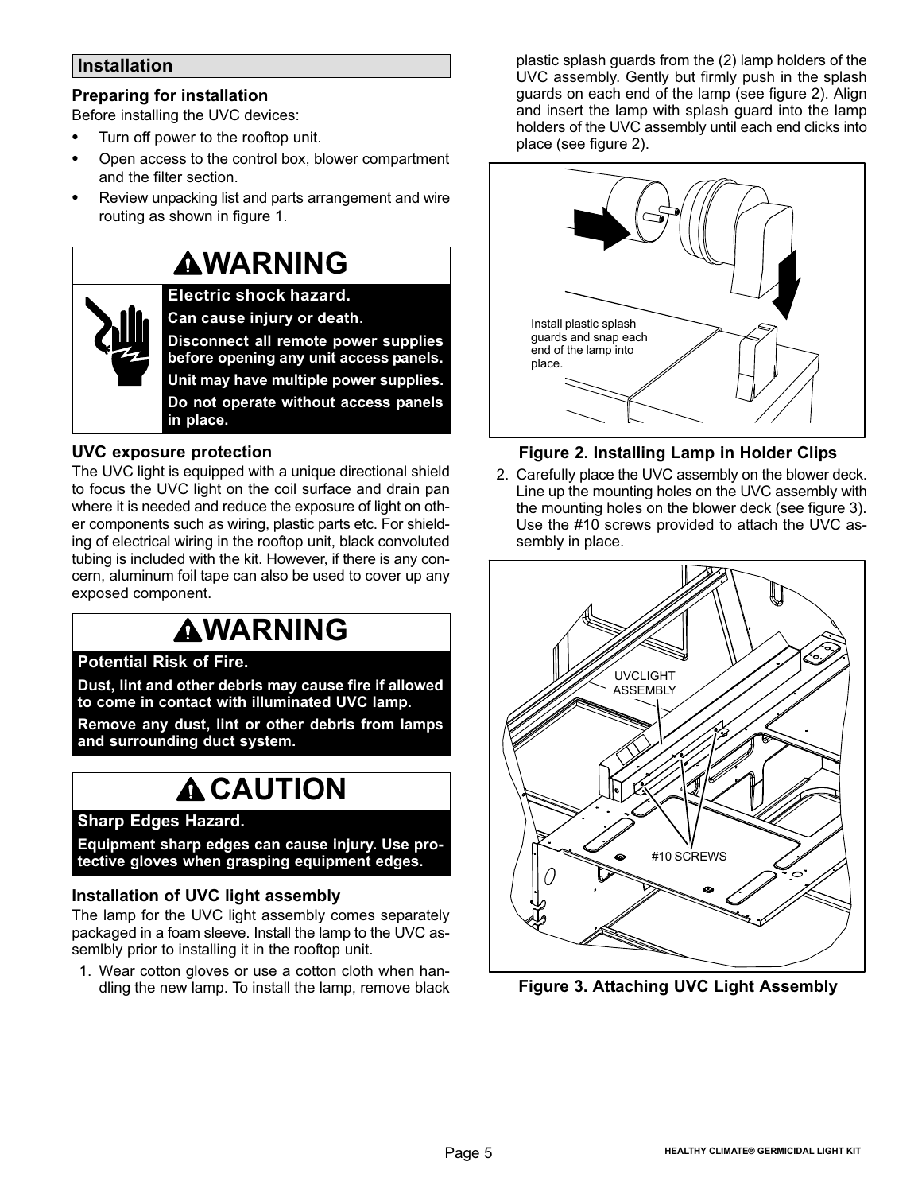## Installation

### Preparing for installation

Before installing the UVC devices:

- Turn off power to the rooftop unit.
- Open access to the control box, blower compartment and the filter section.
- Review unpacking list and parts arrangement and wire routing as shown in figure 1.

> **WARNING**
>
> **Electric shock hazard.**
>
> **Can cause injury or death.**
>
> **Disconnect all remote power supplies before opening any unit access panels.**
>
> **Unit may have multiple power supplies.**
>
> **Do not operate without access panels in place.**

### UVC exposure protection

The UVC light is equipped with a unique directional shield to focus the UVC light on the coil surface and drain pan where it is needed and reduce the exposure of light on other components such as wiring, plastic parts etc. For shielding of electrical wiring in the rooftop unit, black convoluted tubing is included with the kit. However, if there is any concern, aluminum foil tape can also be used to cover up any exposed component.

> **WARNING**
>
> **Potential Risk of Fire.**
>
> **Dust, lint and other debris may cause fire if allowed to come in contact with illuminated UVC lamp.**
>
> **Remove any dust, lint or other debris from lamps and surrounding duct system.**

> **CAUTION**
>
> **Sharp Edges Hazard.**
>
> **Equipment sharp edges can cause injury. Use protective gloves when grasping equipment edges.**

### Installation of UVC light assembly

The lamp for the UVC light assembly comes separately packaged in a foam sleeve. Install the lamp to the UVC assemlbly prior to installing it in the rooftop unit.

1. Wear cotton gloves or use a cotton cloth when handling the new lamp. To install the lamp, remove black plastic splash guards from the (2) lamp holders of the UVC assembly. Gently but firmly push in the splash guards on each end of the lamp (see figure 2). Align and insert the lamp with splash guard into the lamp holders of the UVC assembly until each end clicks into place (see figure 2).

Install plastic splash guards and snap each end of the lamp into place.

**Figure 2. Installing Lamp in Holder Clips**

2. Carefully place the UVC assembly on the blower deck. Line up the mounting holes on the UVC assembly with the mounting holes on the blower deck (see figure 3). Use the #10 screws provided to attach the UVC assembly in place.

UVCLIGHT ASSEMBLY

#10 SCREWS

**Figure 3. Attaching UVC Light Assembly**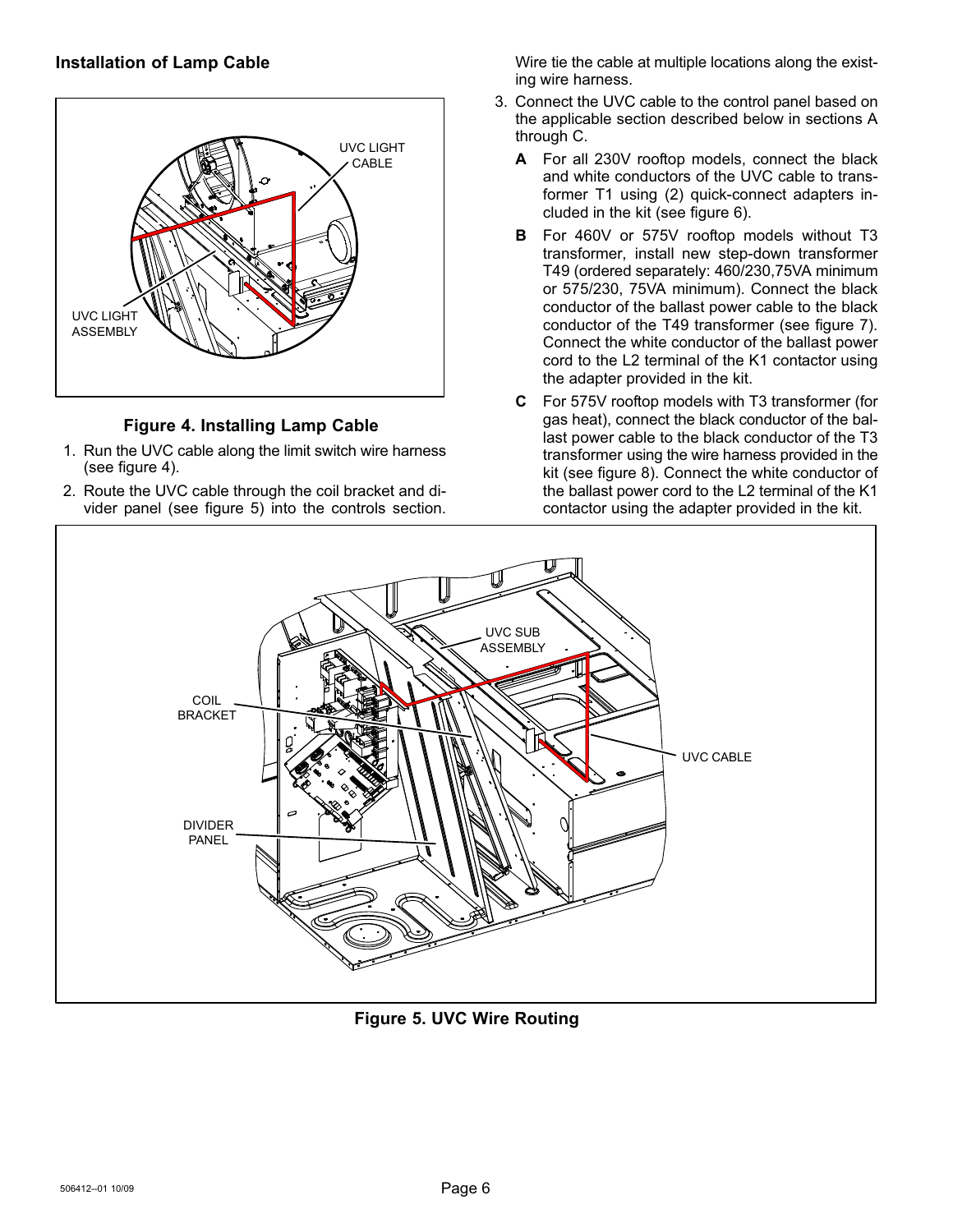## Installation of Lamp Cable

**Figure 4. Installing Lamp Cable**

1. Run the UVC cable along the limit switch wire harness (see figure 4).
2. Route the UVC cable through the coil bracket and divider panel (see figure 5) into the controls section. Wire tie the cable at multiple locations along the existing wire harness.
3. Connect the UVC cable to the control panel based on the applicable section described below in sections A through C.

   **A** For all 230V rooftop models, connect the black and white conductors of the UVC cable to transformer T1 using (2) quick-connect adapters included in the kit (see figure 6).

   **B** For 460V or 575V rooftop models without T3 transformer, install new step-down transformer T49 (ordered separately: 460/230,75VA minimum or 575/230, 75VA minimum). Connect the black conductor of the ballast power cable to the black conductor of the T49 transformer (see figure 7). Connect the white conductor of the ballast power cord to the L2 terminal of the K1 contactor using the adapter provided in the kit.

   **C** For 575V rooftop models with T3 transformer (for gas heat), connect the black conductor of the ballast power cable to the black conductor of the T3 transformer using the wire harness provided in the kit (see figure 8). Connect the white conductor of the ballast power cord to the L2 terminal of the K1 contactor using the adapter provided in the kit.

**Figure 5. UVC Wire Routing**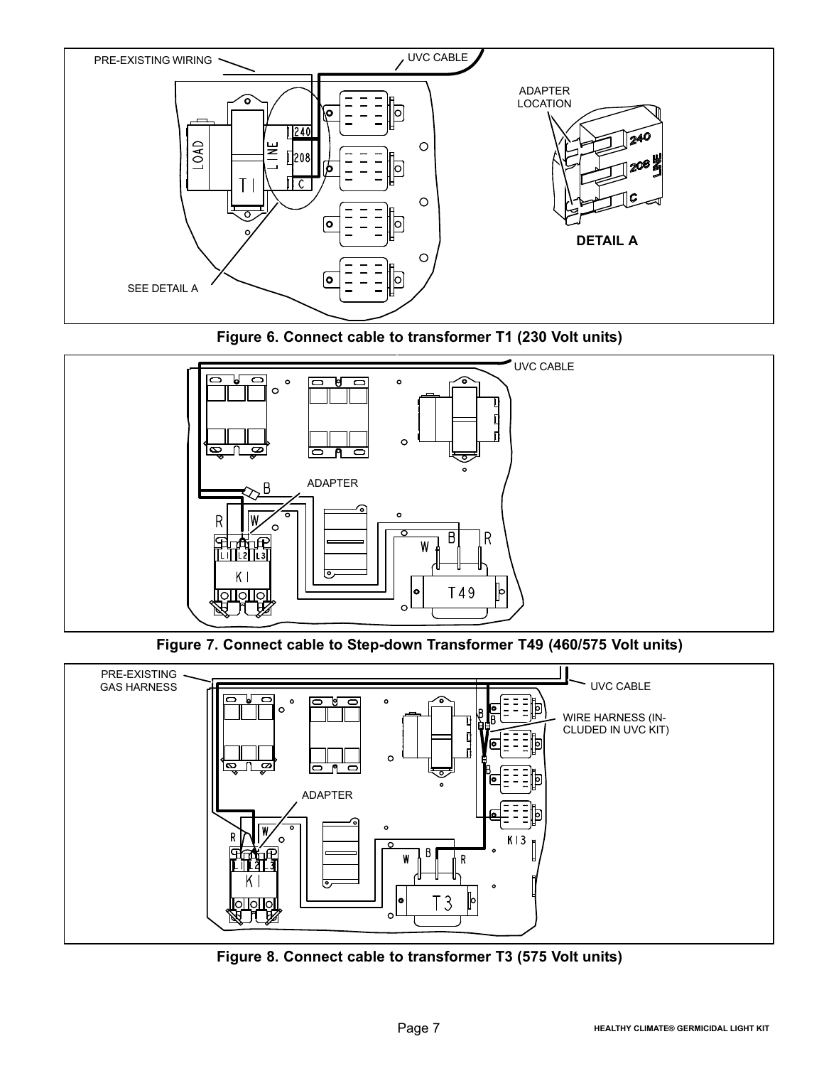PRE-EXISTING WIRING

UVC CABLE

ADAPTER LOCATION

LOAD

T1

LINE

240

208

C

SEE DETAIL A

240

208

C

LINE

DETAIL A

**Figure 6. Connect cable to transformer T1 (230 Volt units)**

UVC CABLE

ADAPTER

B

R

W

L1 L2 L3

K1

W B R

T49

**Figure 7. Connect cable to Step-down Transformer T49 (460/575 Volt units)**

PRE-EXISTING GAS HARNESS

UVC CABLE

WIRE HARNESS (INCLUDED IN UVC KIT)

ADAPTER

B

B

B

R

W

L1 L2 L3

K1

K13

W B R

T3

**Figure 8. Connect cable to transformer T3 (575 Volt units)**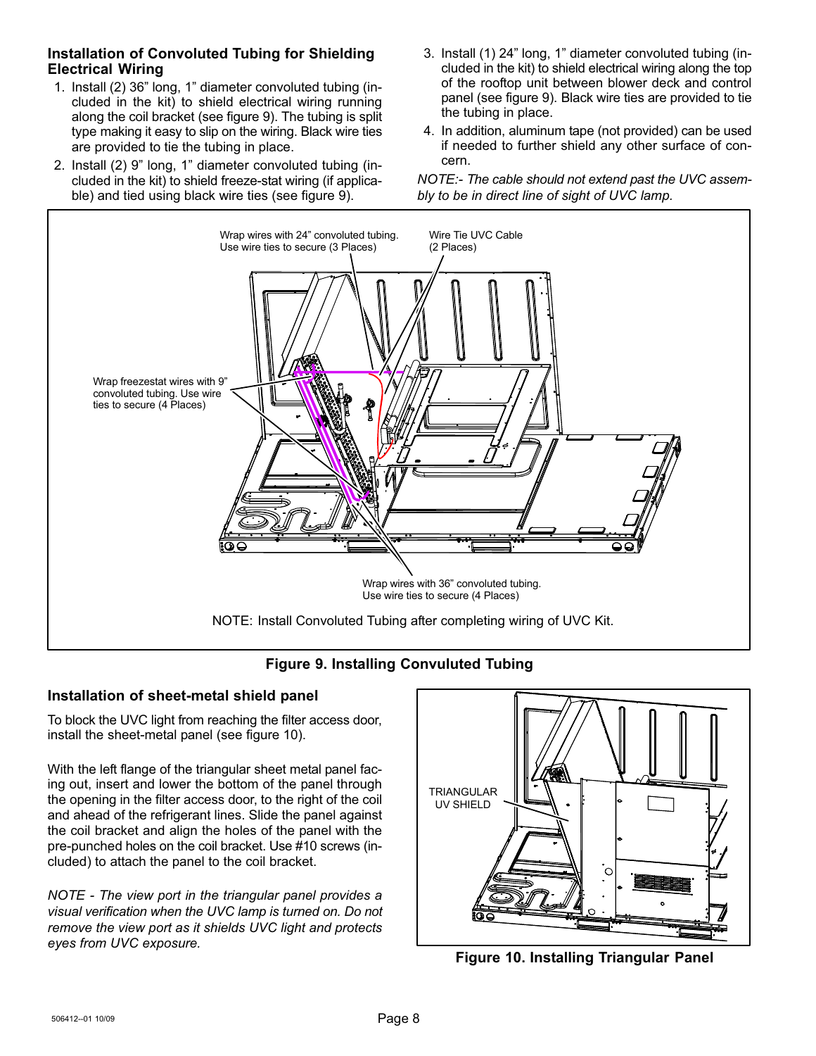## Installation of Convoluted Tubing for Shielding Electrical Wiring

1. Install (2) 36" long, 1" diameter convoluted tubing (included in the kit) to shield electrical wiring running along the coil bracket (see figure 9). The tubing is split type making it easy to slip on the wiring. Black wire ties are provided to tie the tubing in place.
2. Install (2) 9" long, 1" diameter convoluted tubing (included in the kit) to shield freeze-stat wiring (if applicable) and tied using black wire ties (see figure 9).
3. Install (1) 24" long, 1" diameter convoluted tubing (included in the kit) to shield electrical wiring along the top of the rooftop unit between blower deck and control panel (see figure 9). Black wire ties are provided to tie the tubing in place.
4. In addition, aluminum tape (not provided) can be used if needed to further shield any other surface of concern.

*NOTE:- The cable should not extend past the UVC assembly to be in direct line of sight of UVC lamp.*

Wrap wires with 24" convoluted tubing. Use wire ties to secure (3 Places)

Wire Tie UVC Cable (2 Places)

Wrap freezestat wires with 9" convoluted tubing. Use wire ties to secure (4 Places)

Wrap wires with 36" convoluted tubing. Use wire ties to secure (4 Places)

NOTE: Install Convoluted Tubing after completing wiring of UVC Kit.

**Figure 9. Installing Convuluted Tubing**

## Installation of sheet-metal shield panel

To block the UVC light from reaching the filter access door, install the sheet-metal panel (see figure 10).

With the left flange of the triangular sheet metal panel facing out, insert and lower the bottom of the panel through the opening in the filter access door, to the right of the coil and ahead of the refrigerant lines. Slide the panel against the coil bracket and align the holes of the panel with the pre-punched holes on the coil bracket. Use #10 screws (included) to attach the panel to the coil bracket.

*NOTE - The view port in the triangular panel provides a visual verification when the UVC lamp is turned on. Do not remove the view port as it shields UVC light and protects eyes from UVC exposure.*

TRIANGULAR UV SHIELD

**Figure 10. Installing Triangular Panel**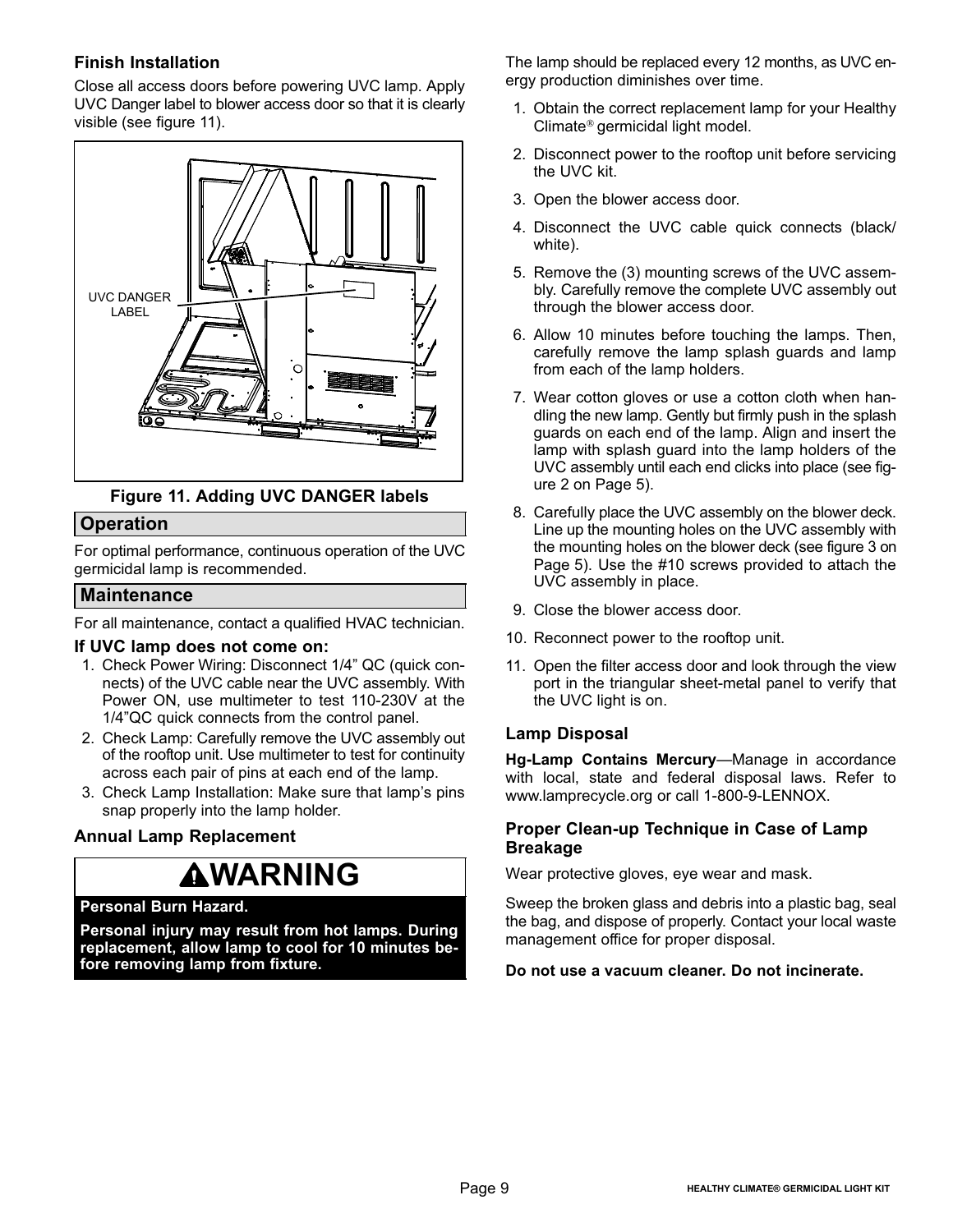### Finish Installation

Close all access doors before powering UVC lamp. Apply UVC Danger label to blower access door so that it is clearly visible (see figure 11).

UVC DANGER LABEL

**Figure 11. Adding UVC DANGER labels**

## Operation

For optimal performance, continuous operation of the UVC germicidal lamp is recommended.

## Maintenance

For all maintenance, contact a qualified HVAC technician.

### If UVC lamp does not come on:

1. Check Power Wiring: Disconnect 1/4" QC (quick connects) of the UVC cable near the UVC assembly. With Power ON, use multimeter to test 110-230V at the 1/4"QC quick connects from the control panel.
2. Check Lamp: Carefully remove the UVC assembly out of the rooftop unit. Use multimeter to test for continuity across each pair of pins at each end of the lamp.
3. Check Lamp Installation: Make sure that lamp's pins snap properly into the lamp holder.

### Annual Lamp Replacement

**WARNING**

**Personal Burn Hazard.**

**Personal injury may result from hot lamps. During replacement, allow lamp to cool for 10 minutes before removing lamp from fixture.**

The lamp should be replaced every 12 months, as UVC energy production diminishes over time.

1. Obtain the correct replacement lamp for your Healthy Climate® germicidal light model.
2. Disconnect power to the rooftop unit before servicing the UVC kit.
3. Open the blower access door.
4. Disconnect the UVC cable quick connects (black/white).
5. Remove the (3) mounting screws of the UVC assembly. Carefully remove the complete UVC assembly out through the blower access door.
6. Allow 10 minutes before touching the lamps. Then, carefully remove the lamp splash guards and lamp from each of the lamp holders.
7. Wear cotton gloves or use a cotton cloth when handling the new lamp. Gently but firmly push in the splash guards on each end of the lamp. Align and insert the lamp with splash guard into the lamp holders of the UVC assembly until each end clicks into place (see figure 2 on Page 5).
8. Carefully place the UVC assembly on the blower deck. Line up the mounting holes on the UVC assembly with the mounting holes on the blower deck (see figure 3 on Page 5). Use the #10 screws provided to attach the UVC assembly in place.
9. Close the blower access door.
10. Reconnect power to the rooftop unit.
11. Open the filter access door and look through the view port in the triangular sheet-metal panel to verify that the UVC light is on.

### Lamp Disposal

**Hg-Lamp Contains Mercury**—Manage in accordance with local, state and federal disposal laws. Refer to www.lamprecycle.org or call 1-800-9-LENNOX.

### Proper Clean-up Technique in Case of Lamp Breakage

Wear protective gloves, eye wear and mask.

Sweep the broken glass and debris into a plastic bag, seal the bag, and dispose of properly. Contact your local waste management office for proper disposal.

**Do not use a vacuum cleaner. Do not incinerate.**